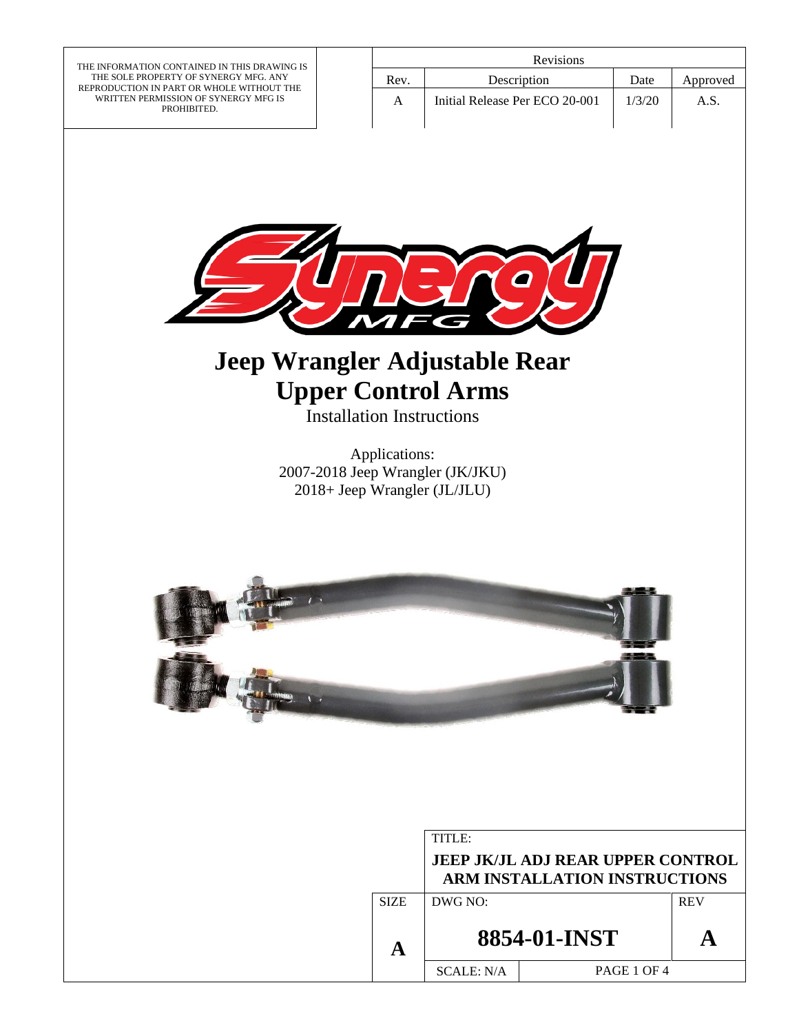THE INFORMATION CONTAINED IN THIS DRAWING IS THE SOLE PROPERTY OF SYNERGY MFG. ANY REPRODUCTION IN PART OR WHOLE WITHOUT THE WRITTEN PERMISSION OF SYNERGY MFG IS PROHIBITED.

| Revisions | | | |
|---|---|---|---|
| Rev. | Description | Date | Approved |
| A | Initial Release Per ECO 20-001 | 1/3/20 | A.S. |

# Jeep Wrangler Adjustable Rear Upper Control Arms

Installation Instructions

Applications:
2007-2018 Jeep Wrangler (JK/JKU)
2018+ Jeep Wrangler (JL/JLU)

| | | | |
|---|---|---|---|
| | TITLE: **JEEP JK/JL ADJ REAR UPPER CONTROL ARM INSTALLATION INSTRUCTIONS** | | |
| SIZE | DWG NO: | | REV |
| **A** | **8854-01-INST** | | **A** |
| | SCALE: N/A | PAGE 1 OF 4 | |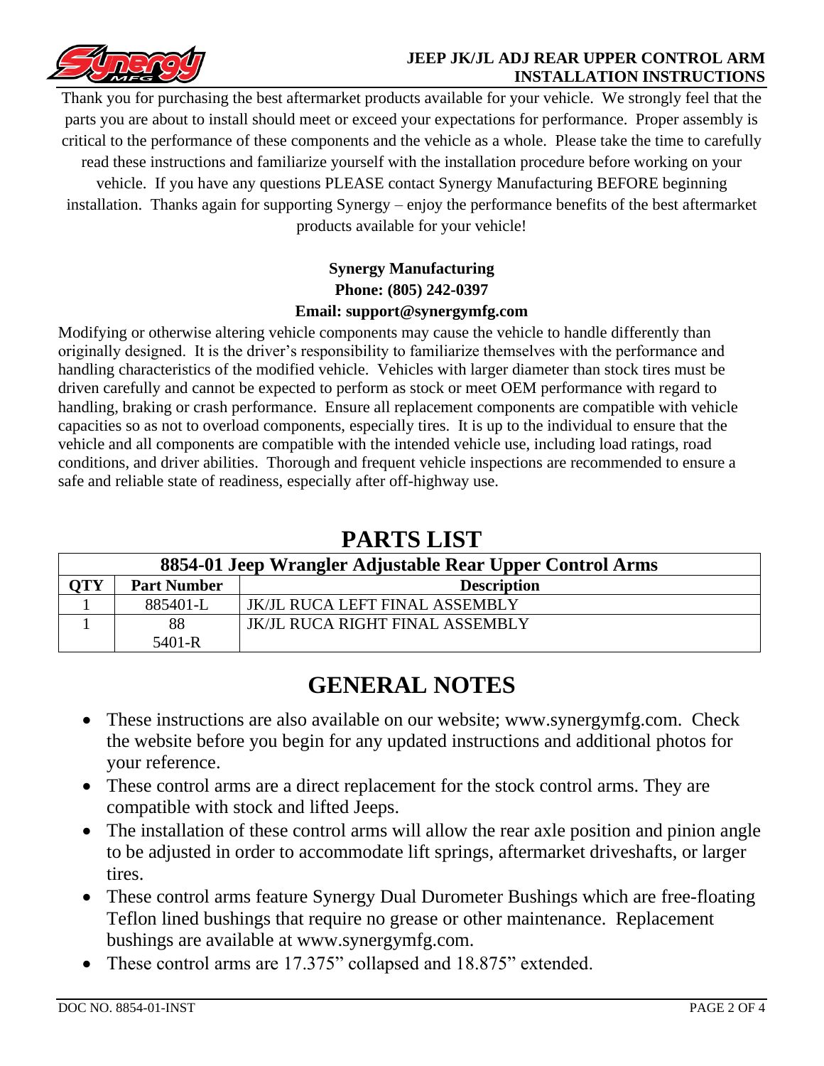Thank you for purchasing the best aftermarket products available for your vehicle. We strongly feel that the parts you are about to install should meet or exceed your expectations for performance. Proper assembly is critical to the performance of these components and the vehicle as a whole. Please take the time to carefully read these instructions and familiarize yourself with the installation procedure before working on your vehicle. If you have any questions PLEASE contact Synergy Manufacturing BEFORE beginning installation. Thanks again for supporting Synergy – enjoy the performance benefits of the best aftermarket products available for your vehicle!

**Synergy Manufacturing**
**Phone: (805) 242-0397**
**Email: support@synergymfg.com**

Modifying or otherwise altering vehicle components may cause the vehicle to handle differently than originally designed. It is the driver's responsibility to familiarize themselves with the performance and handling characteristics of the modified vehicle. Vehicles with larger diameter than stock tires must be driven carefully and cannot be expected to perform as stock or meet OEM performance with regard to handling, braking or crash performance. Ensure all replacement components are compatible with vehicle capacities so as not to overload components, especially tires. It is up to the individual to ensure that the vehicle and all components are compatible with the intended vehicle use, including load ratings, road conditions, and driver abilities. Thorough and frequent vehicle inspections are recommended to ensure a safe and reliable state of readiness, especially after off-highway use.

# PARTS LIST

| 8854-01 Jeep Wrangler Adjustable Rear Upper Control Arms | | |
|---|---|---|
| **QTY** | **Part Number** | **Description** |
| 1 | 885401-L | JK/JL RUCA LEFT FINAL ASSEMBLY |
| 1 | 885401-R | JK/JL RUCA RIGHT FINAL ASSEMBLY |

# GENERAL NOTES

- These instructions are also available on our website; www.synergymfg.com. Check the website before you begin for any updated instructions and additional photos for your reference.
- These control arms are a direct replacement for the stock control arms. They are compatible with stock and lifted Jeeps.
- The installation of these control arms will allow the rear axle position and pinion angle to be adjusted in order to accommodate lift springs, aftermarket driveshafts, or larger tires.
- These control arms feature Synergy Dual Durometer Bushings which are free-floating Teflon lined bushings that require no grease or other maintenance. Replacement bushings are available at www.synergymfg.com.
- These control arms are 17.375" collapsed and 18.875" extended.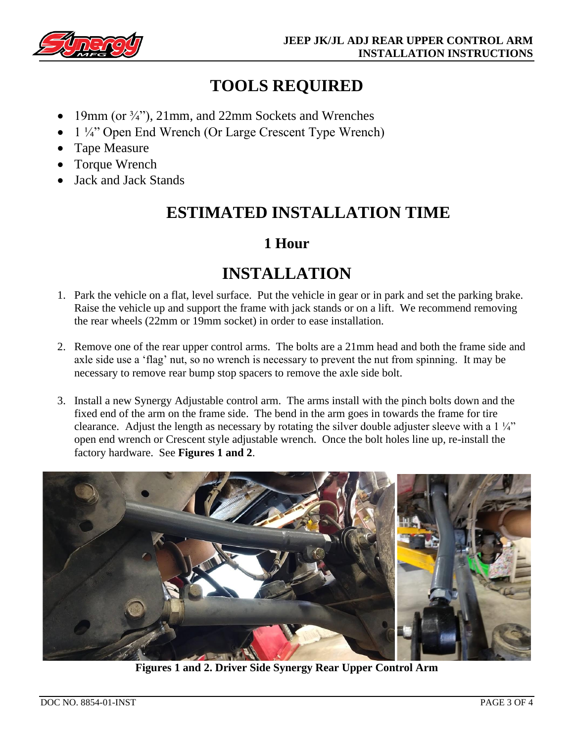# TOOLS REQUIRED

- 19mm (or ¾”), 21mm, and 22mm Sockets and Wrenches
- 1 ¼” Open End Wrench (Or Large Crescent Type Wrench)
- Tape Measure
- Torque Wrench
- Jack and Jack Stands

# ESTIMATED INSTALLATION TIME

## 1 Hour

# INSTALLATION

1. Park the vehicle on a flat, level surface. Put the vehicle in gear or in park and set the parking brake. Raise the vehicle up and support the frame with jack stands or on a lift. We recommend removing the rear wheels (22mm or 19mm socket) in order to ease installation.

2. Remove one of the rear upper control arms. The bolts are a 21mm head and both the frame side and axle side use a ‘flag’ nut, so no wrench is necessary to prevent the nut from spinning. It may be necessary to remove rear bump stop spacers to remove the axle side bolt.

3. Install a new Synergy Adjustable control arm. The arms install with the pinch bolts down and the fixed end of the arm on the frame side. The bend in the arm goes in towards the frame for tire clearance. Adjust the length as necessary by rotating the silver double adjuster sleeve with a 1 ¼” open end wrench or Crescent style adjustable wrench. Once the bolt holes line up, re-install the factory hardware. See **Figures 1 and 2**.

**Figures 1 and 2. Driver Side Synergy Rear Upper Control Arm**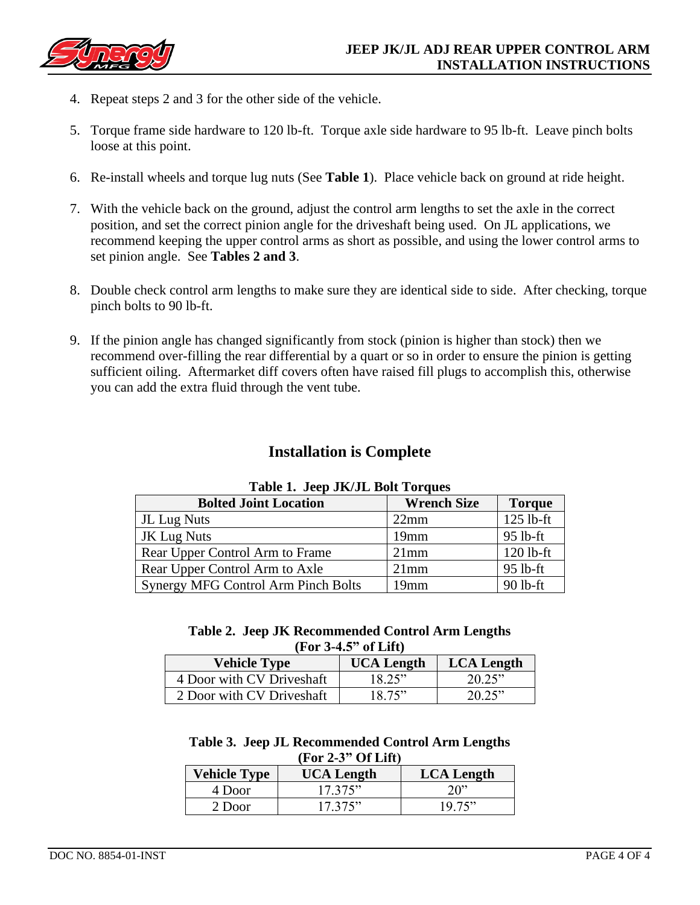4. Repeat steps 2 and 3 for the other side of the vehicle.

5. Torque frame side hardware to 120 lb-ft. Torque axle side hardware to 95 lb-ft. Leave pinch bolts loose at this point.

6. Re-install wheels and torque lug nuts (See **Table 1**). Place vehicle back on ground at ride height.

7. With the vehicle back on the ground, adjust the control arm lengths to set the axle in the correct position, and set the correct pinion angle for the driveshaft being used. On JL applications, we recommend keeping the upper control arms as short as possible, and using the lower control arms to set pinion angle. See **Tables 2 and 3**.

8. Double check control arm lengths to make sure they are identical side to side. After checking, torque pinch bolts to 90 lb-ft.

9. If the pinion angle has changed significantly from stock (pinion is higher than stock) then we recommend over-filling the rear differential by a quart or so in order to ensure the pinion is getting sufficient oiling. Aftermarket diff covers often have raised fill plugs to accomplish this, otherwise you can add the extra fluid through the vent tube.

## Installation is Complete

**Table 1. Jeep JK/JL Bolt Torques**

| Bolted Joint Location | Wrench Size | Torque |
| --- | --- | --- |
| JL Lug Nuts | 22mm | 125 lb-ft |
| JK Lug Nuts | 19mm | 95 lb-ft |
| Rear Upper Control Arm to Frame | 21mm | 120 lb-ft |
| Rear Upper Control Arm to Axle | 21mm | 95 lb-ft |
| Synergy MFG Control Arm Pinch Bolts | 19mm | 90 lb-ft |

**Table 2. Jeep JK Recommended Control Arm Lengths (For 3-4.5" of Lift)**

| Vehicle Type | UCA Length | LCA Length |
| --- | --- | --- |
| 4 Door with CV Driveshaft | 18.25" | 20.25" |
| 2 Door with CV Driveshaft | 18.75" | 20.25" |

**Table 3. Jeep JL Recommended Control Arm Lengths (For 2-3" Of Lift)**

| Vehicle Type | UCA Length | LCA Length |
| --- | --- | --- |
| 4 Door | 17.375" | 20" |
| 2 Door | 17.375" | 19.75" |

DOC NO. 8854-01-INST